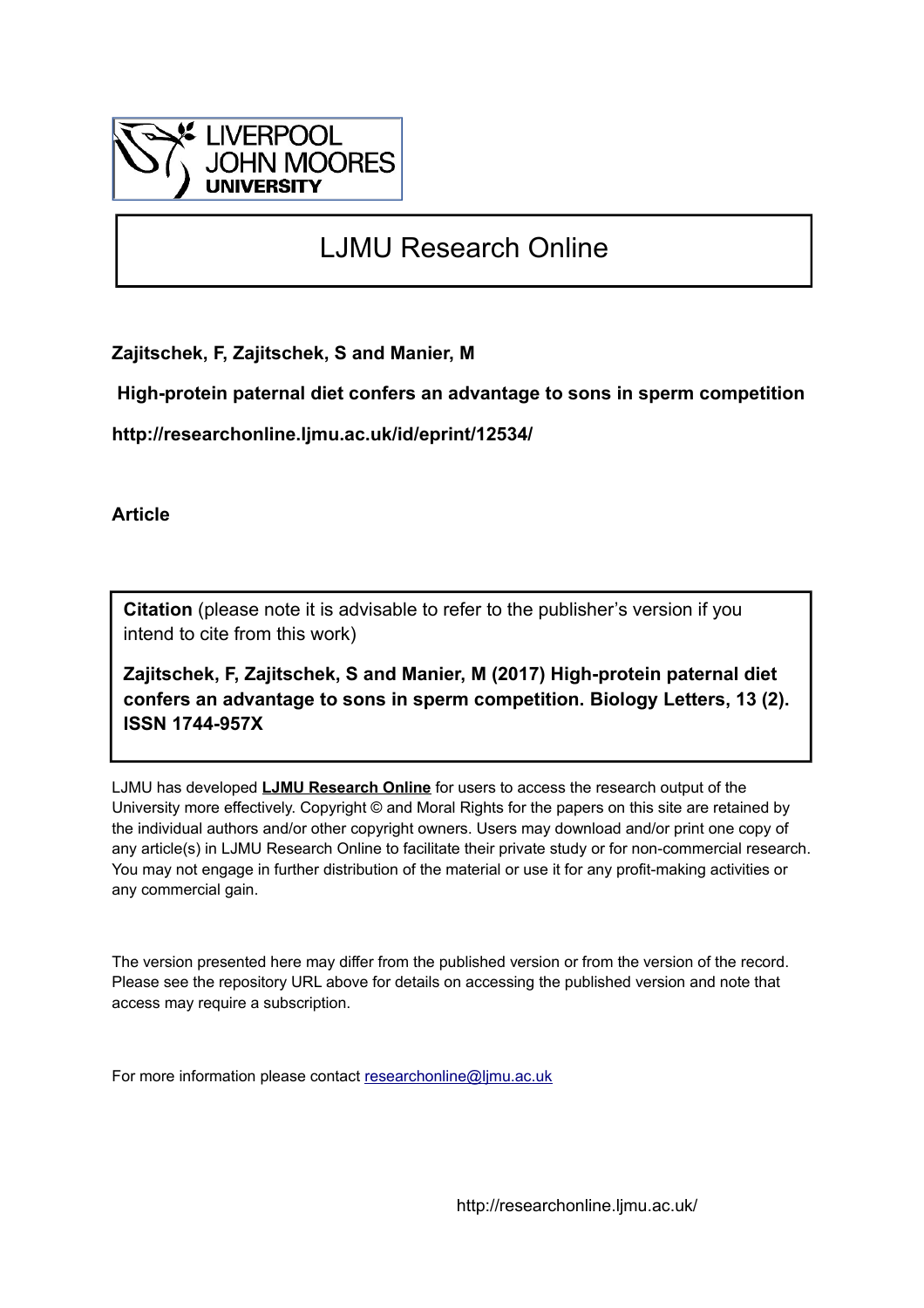LIVERPOOL JOHN MOORES UNIVERSITY

# LJMU Research Online

**Zajitschek, F, Zajitschek, S and Manier, M**

**High-protein paternal diet confers an advantage to sons in sperm competition**

**http://researchonline.ljmu.ac.uk/id/eprint/12534/**

**Article**

**Citation** (please note it is advisable to refer to the publisher's version if you intend to cite from this work)

**Zajitschek, F, Zajitschek, S and Manier, M (2017) High-protein paternal diet confers an advantage to sons in sperm competition. Biology Letters, 13 (2). ISSN 1744-957X**

LJMU has developed **LJMU Research Online** for users to access the research output of the University more effectively. Copyright © and Moral Rights for the papers on this site are retained by the individual authors and/or other copyright owners. Users may download and/or print one copy of any article(s) in LJMU Research Online to facilitate their private study or for non-commercial research. You may not engage in further distribution of the material or use it for any profit-making activities or any commercial gain.

The version presented here may differ from the published version or from the version of the record. Please see the repository URL above for details on accessing the published version and note that access may require a subscription.

For more information please contact researchonline@ljmu.ac.uk

http://researchonline.ljmu.ac.uk/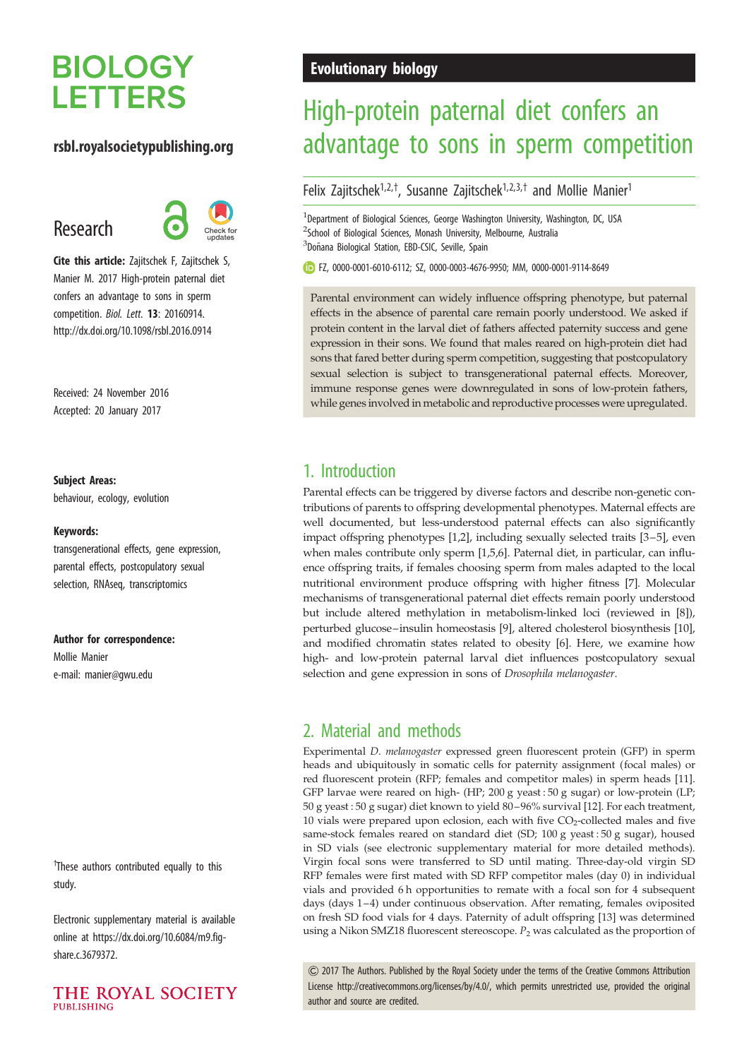# BIOLOGY LETTERS

**rsbl.royalsocietypublishing.org**

## Research

**Cite this article:** Zajitschek F, Zajitschek S, Manier M. 2017 High-protein paternal diet confers an advantage to sons in sperm competition. *Biol. Lett.* **13**: 20160914. http://dx.doi.org/10.1098/rsbl.2016.0914

Received: 24 November 2016
Accepted: 20 January 2017

**Subject Areas:**
behaviour, ecology, evolution

**Keywords:**
transgenerational effects, gene expression, parental effects, postcopulatory sexual selection, RNAseq, transcriptomics

**Author for correspondence:**
Mollie Manier
e-mail: manier@gwu.edu

†These authors contributed equally to this study.

Electronic supplementary material is available online at https://dx.doi.org/10.6084/m9.figshare.c.3679372.

**Evolutionary biology**

# High-protein paternal diet confers an advantage to sons in sperm competition

Felix Zajitschek[1,2,†], Susanne Zajitschek[1,2,3,†] and Mollie Manier[1]

[1]Department of Biological Sciences, George Washington University, Washington, DC, USA
[2]School of Biological Sciences, Monash University, Melbourne, Australia
[3]Doñana Biological Station, EBD-CSIC, Seville, Spain

FZ, 0000-0001-6010-6112; SZ, 0000-0003-4676-9950; MM, 0000-0001-9114-8649

Parental environment can widely influence offspring phenotype, but paternal effects in the absence of parental care remain poorly understood. We asked if protein content in the larval diet of fathers affected paternity success and gene expression in their sons. We found that males reared on high-protein diet had sons that fared better during sperm competition, suggesting that postcopulatory sexual selection is subject to transgenerational paternal effects. Moreover, immune response genes were downregulated in sons of low-protein fathers, while genes involved in metabolic and reproductive processes were upregulated.

## 1. Introduction

Parental effects can be triggered by diverse factors and describe non-genetic contributions of parents to offspring developmental phenotypes. Maternal effects are well documented, but less-understood paternal effects can also significantly impact offspring phenotypes [1,2], including sexually selected traits [3–5], even when males contribute only sperm [1,5,6]. Paternal diet, in particular, can influence offspring traits, if females choosing sperm from males adapted to the local nutritional environment produce offspring with higher fitness [7]. Molecular mechanisms of transgenerational paternal diet effects remain poorly understood but include altered methylation in metabolism-linked loci (reviewed in [8]), perturbed glucose–insulin homeostasis [9], altered cholesterol biosynthesis [10], and modified chromatin states related to obesity [6]. Here, we examine how high- and low-protein paternal larval diet influences postcopulatory sexual selection and gene expression in sons of *Drosophila melanogaster*.

## 2. Material and methods

Experimental *D. melanogaster* expressed green fluorescent protein (GFP) in sperm heads and ubiquitously in somatic cells for paternity assignment (focal males) or red fluorescent protein (RFP; females and competitor males) in sperm heads [11]. GFP larvae were reared on high- (HP; 200 g yeast : 50 g sugar) or low-protein (LP; 50 g yeast : 50 g sugar) diet known to yield 80–96% survival [12]. For each treatment, 10 vials were prepared upon eclosion, each with five $CO_2$-collected males and five same-stock females reared on standard diet (SD; 100 g yeast : 50 g sugar), housed in SD vials (see electronic supplementary material for more detailed methods). Virgin focal sons were transferred to SD until mating. Three-day-old virgin SD RFP females were first mated with SD RFP competitor males (day 0) in individual vials and provided 6 h opportunities to remate with a focal son for 4 subsequent days (days 1–4) under continuous observation. After remating, females oviposited on fresh SD food vials for 4 days. Paternity of adult offspring [13] was determined using a Nikon SMZ18 fluorescent stereoscope. $P_2$ was calculated as the proportion of

© 2017 The Authors. Published by the Royal Society under the terms of the Creative Commons Attribution License http://creativecommons.org/licenses/by/4.0/, which permits unrestricted use, provided the original author and source are credited.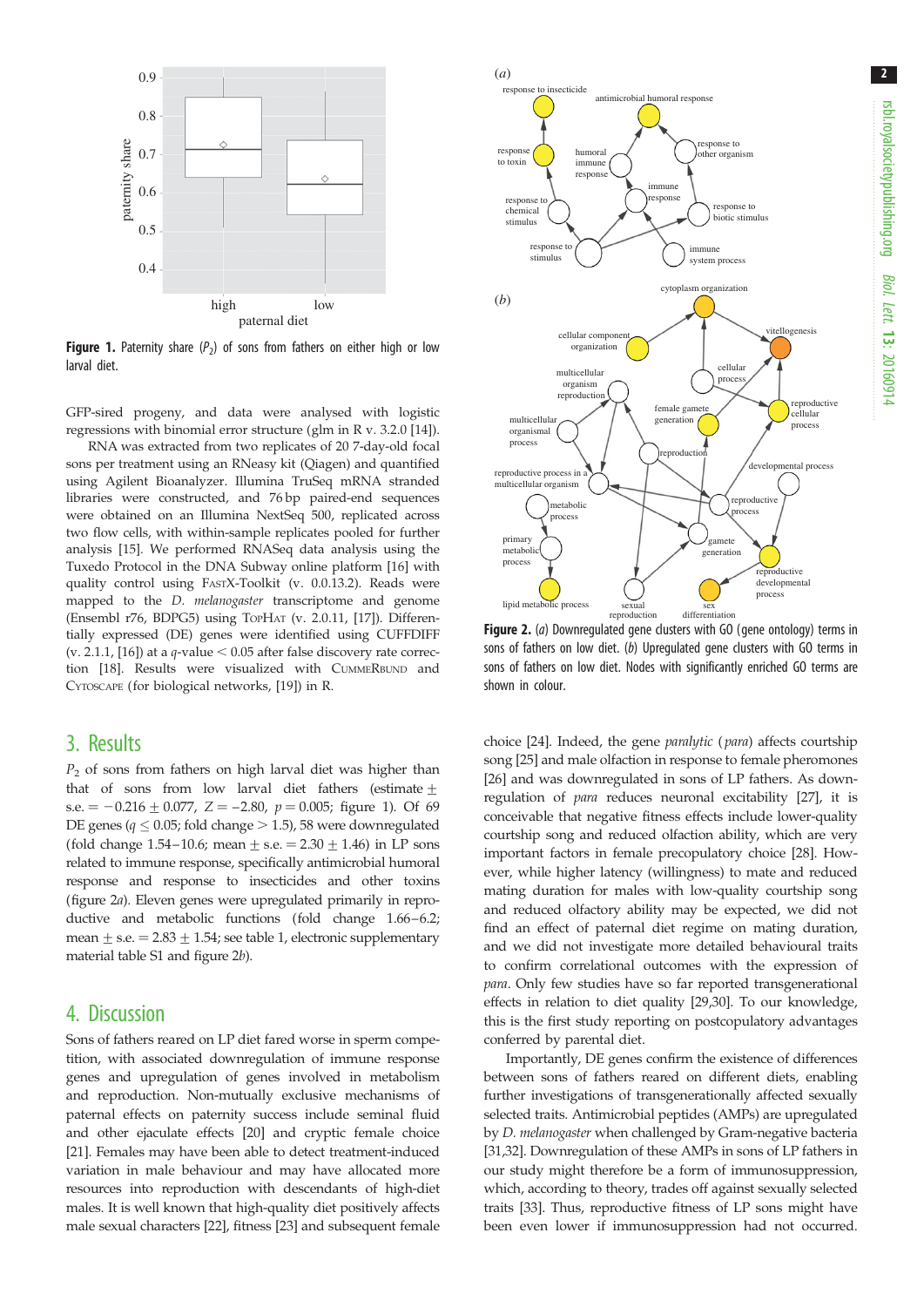Figure 1. Paternity share ($P_2$) of sons from fathers on either high or low larval diet.

GFP-sired progeny, and data were analysed with logistic regressions with binomial error structure (glm in R v. 3.2.0 [14]).

RNA was extracted from two replicates of 20 7-day-old focal sons per treatment using an RNeasy kit (Qiagen) and quantified using Agilent Bioanalyzer. Illumina TruSeq mRNA stranded libraries were constructed, and 76 bp paired-end sequences were obtained on an Illumina NextSeq 500, replicated across two flow cells, with within-sample replicates pooled for further analysis [15]. We performed RNASeq data analysis using the Tuxedo Protocol in the DNA Subway online platform [16] with quality control using FastX-Toolkit (v. 0.0.13.2). Reads were mapped to the *D. melanogaster* transcriptome and genome (Ensembl r76, BDPG5) using TopHat (v. 2.0.11, [17]). Differentially expressed (DE) genes were identified using CUFFDIFF (v. 2.1.1, [16]) at a *q*-value < 0.05 after false discovery rate correction [18]. Results were visualized with CummeRbund and Cytoscape (for biological networks, [19]) in R.

## 3. Results

$P_2$ of sons from fathers on high larval diet was higher than that of sons from low larval diet fathers (estimate ± s.e. = −0.216 ± 0.077, $Z = -2.80$, $p = 0.005$; figure 1). Of 69 DE genes ($q \le 0.05$; fold change > 1.5), 58 were downregulated (fold change 1.54–10.6; mean ± s.e. = 2.30 ± 1.46) in LP sons related to immune response, specifically antimicrobial humoral response and response to insecticides and other toxins (figure 2*a*). Eleven genes were upregulated primarily in reproductive and metabolic functions (fold change 1.66–6.2; mean ± s.e. = 2.83 ± 1.54; see table 1, electronic supplementary material table S1 and figure 2*b*).

## 4. Discussion

Sons of fathers reared on LP diet fared worse in sperm competition, with associated downregulation of immune response genes and upregulation of genes involved in metabolism and reproduction. Non-mutually exclusive mechanisms of paternal effects on paternity success include seminal fluid and other ejaculate effects [20] and cryptic female choice [21]. Females may have been able to detect treatment-induced variation in male behaviour and may have allocated more resources into reproduction with descendants of high-diet males. It is well known that high-quality diet positively affects male sexual characters [22], fitness [23] and subsequent female choice [24]. Indeed, the gene *paralytic* (*para*) affects courtship song [25] and male olfaction in response to female pheromones [26] and was downregulated in sons of LP fathers. As downregulation of *para* reduces neuronal excitability [27], it is conceivable that negative fitness effects include lower-quality courtship song and reduced olfaction ability, which are very important factors in female precopulatory choice [28]. However, while higher latency (willingness) to mate and reduced mating duration for males with low-quality courtship song and reduced olfactory ability may be expected, we did not find an effect of paternal diet regime on mating duration, and we did not investigate more detailed behavioural traits to confirm correlational outcomes with the expression of *para*. Only few studies have so far reported transgenerational effects in relation to diet quality [29,30]. To our knowledge, this is the first study reporting on postcopulatory advantages conferred by parental diet.

Figure 2. (*a*) Downregulated gene clusters with GO (gene ontology) terms in sons of fathers on low diet. (*b*) Upregulated gene clusters with GO terms in sons of fathers on low diet. Nodes with significantly enriched GO terms are shown in colour.

Importantly, DE genes confirm the existence of differences between sons of fathers reared on different diets, enabling further investigations of transgenerationally affected sexually selected traits. Antimicrobial peptides (AMPs) are upregulated by *D. melanogaster* when challenged by Gram-negative bacteria [31,32]. Downregulation of these AMPs in sons of LP fathers in our study might therefore be a form of immunosuppression, which, according to theory, trades off against sexually selected traits [33]. Thus, reproductive fitness of LP sons might have been even lower if immunosuppression had not occurred.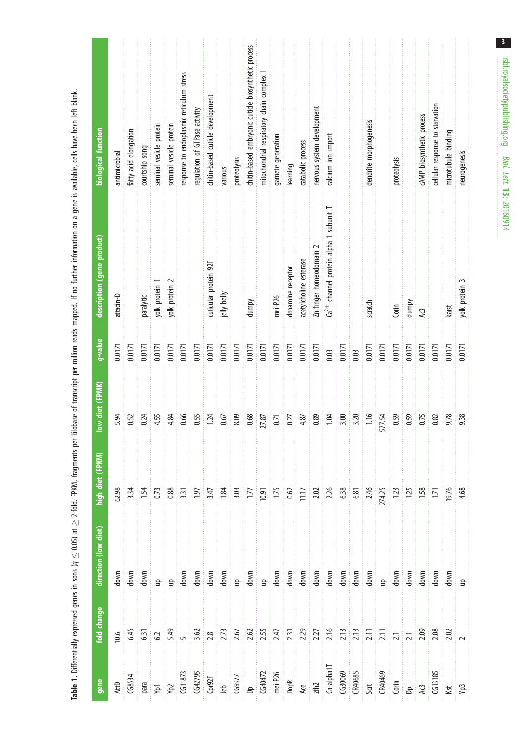**Table 1.** Differentially expressed genes in sons ($q \leq 0.05$) at $\geq$ 2-fold. FPKM, fragments per kilobase of transcript per million reads mapped. If no further information on a gene is available, cells have been left blank.

| gene | fold change | direction (low diet) | high diet (FPKM) | low diet (FPKM) | q-value | description (gene product) | biological function |
|---|---|---|---|---|---|---|---|
| AttD | 10.6 | down | 62.98 | 5.94 | 0.0171 | attacin-D | antimicrobial |
| CG8534 | 6.45 | down | 3.34 | 0.52 | 0.0171 | | fatty acid elongation |
| para | 6.31 | down | 1.54 | 0.24 | 0.0171 | paralytic | courtship song |
| Yp1 | 6.2 | up | 0.73 | 4.55 | 0.0171 | yolk protein 1 | seminal vesicle protein |
| Yp2 | 5.49 | up | 0.88 | 4.84 | 0.0171 | yolk protein 2 | seminal vesicle protein |
| CG11873 | 5 | down | 3.31 | 0.66 | 0.0171 | | response to endoplasmic reticulum stress |
| CG42795 | 3.62 | down | 1.97 | 0.55 | 0.0171 | | regulation of GTPase activity |
| Cpr92F | 2.8 | down | 3.47 | 1.24 | 0.0171 | cuticular protein 92F | chitin-based cuticle development |
| Jeb | 2.73 | down | 1.84 | 0.67 | 0.0171 | jelly belly | various |
| CG9377 | 2.67 | up | 3.03 | 8.09 | 0.0171 | | proteolysis |
| Dp | 2.62 | down | 1.77 | 0.68 | 0.0171 | dumpy | chitin-based embryonic cuticle biosynthetic process |
| CG40472 | 2.55 | up | 10.91 | 27.87 | 0.0171 | | mitochondrial respiratory chain complex I |
| mei-P26 | 2.47 | down | 1.75 | 0.71 | 0.0171 | mei-P26 | gamete generation |
| DopR | 2.31 | down | 0.62 | 0.27 | 0.0171 | dopamine receptor | learning |
| Ace | 2.29 | down | 11.17 | 4.87 | 0.0171 | acetylcholine esterase | catabolic process |
| zfh2 | 2.27 | down | 2.02 | 0.89 | 0.0171 | Zn finger homeodomain 2 | nervous system development |
| Ca-alpha1T | 2.16 | down | 2.26 | 1.04 | 0.03 | $Ca^{2+}$-channel protein alpha 1 subunit T | calcium ion import |
| CG30069 | 2.13 | down | 6.38 | 3.00 | 0.0171 | | |
| CR40685 | 2.13 | down | 6.81 | 3.20 | 0.03 | | |
| Scrt | 2.11 | down | 2.46 | 1.16 | 0.0171 | scratch | dendrite morphogenesis |
| CR40469 | 2.11 | up | 274.25 | 577.54 | 0.0171 | | |
| Corin | 2.1 | down | 1.23 | 0.59 | 0.0171 | Corin | proteolysis |
| Dp | 2.1 | down | 1.25 | 0.59 | 0.0171 | dumpy | |
| Ac3 | 2.09 | down | 1.58 | 0.75 | 0.0171 | Ac3 | cAMP biosynthetic process |
| CG13185 | 2.08 | down | 1.71 | 0.82 | 0.0171 | | cellular response to starvation |
| Kst | 2.02 | down | 19.76 | 9.78 | 0.0171 | karst | microtubule binding |
| Yp3 | 2 | up | 4.68 | 9.38 | 0.0171 | yolk protein 3 | neurogenesis |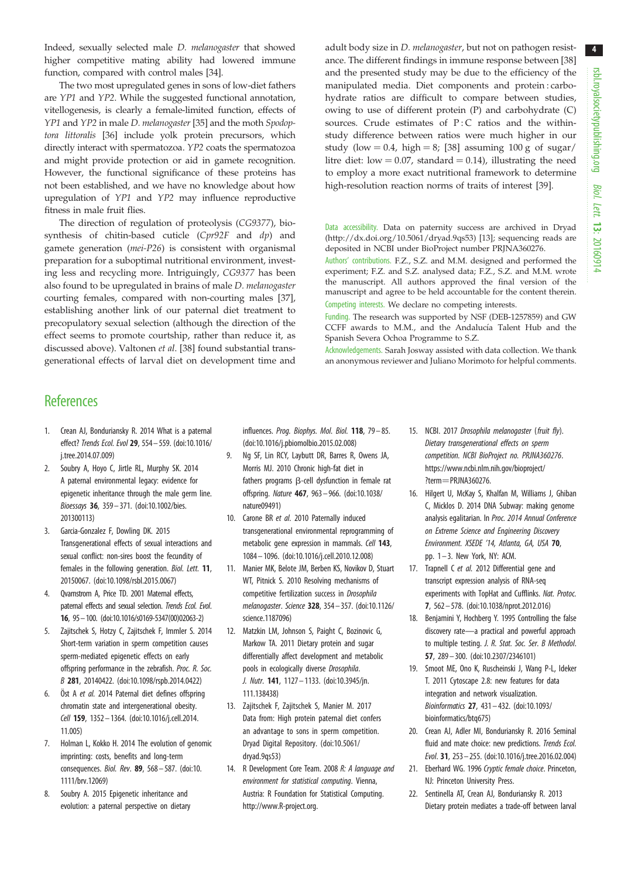Indeed, sexually selected male *D. melanogaster* that showed higher competitive mating ability had lowered immune function, compared with control males [34].

The two most upregulated genes in sons of low-diet fathers are *YP1* and *YP2*. While the suggested functional annotation, vitellogenesis, is clearly a female-limited function, effects of *YP1* and *YP2* in male *D. melanogaster* [35] and the moth *Spodoptora littoralis* [36] include yolk protein precursors, which directly interact with spermatozoa. *YP2* coats the spermatozoa and might provide protection or aid in gamete recognition. However, the functional significance of these proteins has not been established, and we have no knowledge about how upregulation of *YP1* and *YP2* may influence reproductive fitness in male fruit flies.

The direction of regulation of proteolysis (*CG9377*), biosynthesis of chitin-based cuticle (*Cpr92F* and *dp*) and gamete generation (*mei-P26*) is consistent with organismal preparation for a suboptimal nutritional environment, investing less and recycling more. Intriguingly, *CG9377* has been also found to be upregulated in brains of male *D. melanogaster* courting females, compared with non-courting males [37], establishing another link of our paternal diet treatment to precopulatory sexual selection (although the direction of the effect seems to promote courtship, rather than reduce it, as discussed above). Valtonen *et al*. [38] found substantial transgenerational effects of larval diet on development time and adult body size in *D. melanogaster*, but not on pathogen resistance. The different findings in immune response between [38] and the presented study may be due to the efficiency of the manipulated media. Diet components and protein : carbohydrate ratios are difficult to compare between studies, owing to use of different protein (P) and carbohydrate (C) sources. Crude estimates of P : C ratios and the within-study difference between ratios were much higher in our study (low = 0.4, high = 8; [38] assuming 100 g of sugar/litre diet: low = 0.07, standard = 0.14), illustrating the need to employ a more exact nutritional framework to determine high-resolution reaction norms of traits of interest [39].

Data accessibility. Data on paternity success are archived in Dryad (http://dx.doi.org/10.5061/dryad.9qs53) [13]; sequencing reads are deposited in NCBI under BioProject number PRJNA360276.

Authors' contributions. F.Z., S.Z. and M.M. designed and performed the experiment; F.Z. and S.Z. analysed data; F.Z., S.Z. and M.M. wrote the manuscript. All authors approved the final version of the manuscript and agree to be held accountable for the content therein.

Competing interests. We declare no competing interests.

Funding. The research was supported by NSF (DEB-1257859) and GW CCFF awards to M.M., and the Andalucía Talent Hub and the Spanish Severa Ochoa Programme to S.Z.

Acknowledgements. Sarah Josway assisted with data collection. We thank an anonymous reviewer and Juliano Morimoto for helpful comments.

## References

1. Crean AJ, Bonduriansky R. 2014 What is a paternal effect? *Trends Ecol. Evol* **29**, 554–559. (doi:10.1016/j.tree.2014.07.009)
2. Soubry A, Hoyo C, Jirtle RL, Murphy SK. 2014 A paternal environmental legacy: evidence for epigenetic inheritance through the male germ line. *Bioessays* **36**, 359–371. (doi:10.1002/bies.201300113)
3. Garcia-Gonzalez F, Dowling DK. 2015 Transgenerational effects of sexual interactions and sexual conflict: non-sires boost the fecundity of females in the following generation. *Biol. Lett.* **11**, 20150067. (doi:10.1098/rsbl.2015.0067)
4. Qvarnstrom A, Price TD. 2001 Maternal effects, paternal effects and sexual selection. *Trends Ecol. Evol.* **16**, 95–100. (doi:10.1016/s0169-5347(00)02063-2)
5. Zajitschek S, Hotzy C, Zajitschek F, Immler S. 2014 Short-term variation in sperm competition causes sperm-mediated epigenetic effects on early offspring performance in the zebrafish. *Proc. R. Soc. B* **281**, 20140422. (doi:10.1098/rspb.2014.0422)
6. Öst A *et al.* 2014 Paternal diet defines offspring chromatin state and intergenerational obesity. *Cell* **159**, 1352–1364. (doi:10.1016/j.cell.2014.11.005)
7. Holman L, Kokko H. 2014 The evolution of genomic imprinting: costs, benefits and long-term consequences. *Biol. Rev.* **89**, 568–587. (doi:10.1111/brv.12069)
8. Soubry A. 2015 Epigenetic inheritance and evolution: a paternal perspective on dietary influences. *Prog. Biophys. Mol. Biol.* **118**, 79–85. (doi:10.1016/j.pbiomolbio.2015.02.008)
9. Ng SF, Lin RCY, Laybutt DR, Barres R, Owens JA, Morris MJ. 2010 Chronic high-fat diet in fathers programs β-cell dysfunction in female rat offspring. *Nature* **467**, 963–966. (doi:10.1038/nature09491)
10. Carone BR *et al.* 2010 Paternally induced transgenerational environmental reprogramming of metabolic gene expression in mammals. *Cell* **143**, 1084–1096. (doi:10.1016/j.cell.2010.12.008)
11. Manier MK, Belote JM, Berben KS, Novikov D, Stuart WT, Pitnick S. 2010 Resolving mechanisms of competitive fertilization success in *Drosophila melanogaster*. *Science* **328**, 354–357. (doi:10.1126/science.1187096)
12. Matzkin LM, Johnson S, Paight C, Bozinovic G, Markow TA. 2011 Dietary protein and sugar differentially affect development and metabolic pools in ecologically diverse *Drosophila*. *J. Nutr.* **141**, 1127–1133. (doi:10.3945/jn.111.138438)
13. Zajitschek F, Zajitschek S, Manier M. 2017 Data from: High protein paternal diet confers an advantage to sons in sperm competition. Dryad Digital Repository. (doi:10.5061/dryad.9qs53)
14. R Development Core Team. 2008 *R: A language and environment for statistical computing*. Vienna, Austria: R Foundation for Statistical Computing. http://www.R-project.org.
15. NCBI. 2017 *Drosophila melanogaster (fruit fly). Dietary transgenerational effects on sperm competition. NCBI BioProject no. PRJNA360276*. https://www.ncbi.nlm.nih.gov/bioproject/?term=PRJNA360276.
16. Hilgert U, McKay S, Khalfan M, Williams J, Ghiban C, Micklos D. 2014 DNA Subway: making genome analysis egalitarian. In *Proc. 2014 Annual Conference on Extreme Science and Engineering Discovery Environment. XSEDE '14, Atlanta, GA, USA* **70**, pp. 1–3. New York, NY: ACM.
17. Trapnell C *et al.* 2012 Differential gene and transcript expression analysis of RNA-seq experiments with TopHat and Cufflinks. *Nat. Protoc.* **7**, 562–578. (doi:10.1038/nprot.2012.016)
18. Benjamini Y, Hochberg Y. 1995 Controlling the false discovery rate—a practical and powerful approach to multiple testing. *J. R. Stat. Soc. Ser. B Methodol.* **57**, 289–300. (doi:10.2307/2346101)
19. Smoot ME, Ono K, Ruscheinski J, Wang P-L, Ideker T. 2011 Cytoscape 2.8: new features for data integration and network visualization. *Bioinformatics* **27**, 431–432. (doi:10.1093/bioinformatics/btq675)
20. Crean AJ, Adler MI, Bonduriansky R. 2016 Seminal fluid and mate choice: new predictions. *Trends Ecol. Evol*. **31**, 253–255. (doi:10.1016/j.tree.2016.02.004)
21. Eberhard WG. 1996 *Cryptic female choice*. Princeton, NJ: Princeton University Press.
22. Sentinella AT, Crean AJ, Bonduriansky R. 2013 Dietary protein mediates a trade-off between larval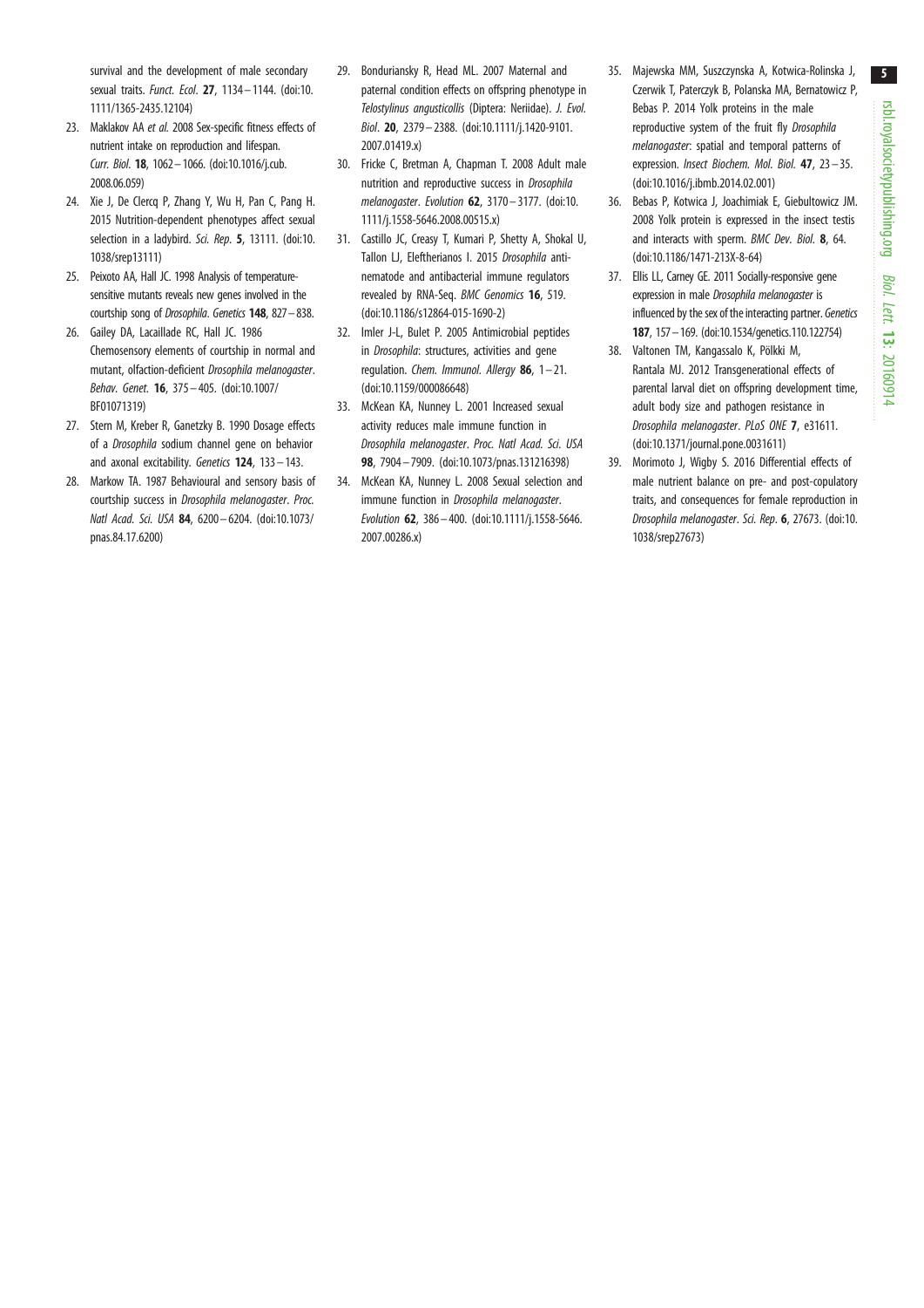survival and the development of male secondary sexual traits. *Funct. Ecol*. **27**, 1134–1144. (doi:10.1111/1365-2435.12104)

23. Maklakov AA *et al.* 2008 Sex-specific fitness effects of nutrient intake on reproduction and lifespan. *Curr. Biol*. **18**, 1062–1066. (doi:10.1016/j.cub.2008.06.059)
24. Xie J, De Clercq P, Zhang Y, Wu H, Pan C, Pang H. 2015 Nutrition-dependent phenotypes affect sexual selection in a ladybird. *Sci. Rep*. **5**, 13111. (doi:10.1038/srep13111)
25. Peixoto AA, Hall JC. 1998 Analysis of temperature-sensitive mutants reveals new genes involved in the courtship song of *Drosophila*. *Genetics* **148**, 827–838.
26. Gailey DA, Lacaillade RC, Hall JC. 1986 Chemosensory elements of courtship in normal and mutant, olfaction-deficient *Drosophila melanogaster*. *Behav. Genet.* **16**, 375–405. (doi:10.1007/BF01071319)
27. Stern M, Kreber R, Ganetzky B. 1990 Dosage effects of a *Drosophila* sodium channel gene on behavior and axonal excitability. *Genetics* **124**, 133–143.
28. Markow TA. 1987 Behavioural and sensory basis of courtship success in *Drosophila melanogaster*. *Proc. Natl Acad. Sci. USA* **84**, 6200–6204. (doi:10.1073/pnas.84.17.6200)
29. Bonduriansky R, Head ML. 2007 Maternal and paternal condition effects on offspring phenotype in *Telostylinus angusticollis* (Diptera: Neriidae). *J. Evol. Biol*. **20**, 2379–2388. (doi:10.1111/j.1420-9101.2007.01419.x)
30. Fricke C, Bretman A, Chapman T. 2008 Adult male nutrition and reproductive success in *Drosophila melanogaster*. *Evolution* **62**, 3170–3177. (doi:10.1111/j.1558-5646.2008.00515.x)
31. Castillo JC, Creasy T, Kumari P, Shetty A, Shokal U, Tallon LJ, Eleftherianos I. 2015 *Drosophila* anti-nematode and antibacterial immune regulators revealed by RNA-Seq. *BMC Genomics* **16**, 519. (doi:10.1186/s12864-015-1690-2)
32. Imler J-L, Bulet P. 2005 Antimicrobial peptides in *Drosophila*: structures, activities and gene regulation. *Chem. Immunol. Allergy* **86**, 1–21. (doi:10.1159/000086648)
33. McKean KA, Nunney L. 2001 Increased sexual activity reduces male immune function in *Drosophila melanogaster*. *Proc. Natl Acad. Sci. USA* **98**, 7904–7909. (doi:10.1073/pnas.131216398)
34. McKean KA, Nunney L. 2008 Sexual selection and immune function in *Drosophila melanogaster*. *Evolution* **62**, 386–400. (doi:10.1111/j.1558-5646.2007.00286.x)
35. Majewska MM, Suszczynska A, Kotwica-Rolinska J, Czerwik T, Paterczyk B, Polanska MA, Bernatowicz P, Bebas P. 2014 Yolk proteins in the male reproductive system of the fruit fly *Drosophila melanogaster*: spatial and temporal patterns of expression. *Insect Biochem. Mol. Biol.* **47**, 23–35. (doi:10.1016/j.ibmb.2014.02.001)
36. Bebas P, Kotwica J, Joachimiak E, Giebultowicz JM. 2008 Yolk protein is expressed in the insect testis and interacts with sperm. *BMC Dev. Biol*. **8**, 64. (doi:10.1186/1471-213X-8-64)
37. Ellis LL, Carney GE. 2011 Socially-responsive gene expression in male *Drosophila melanogaster* is influenced by the sex of the interacting partner. *Genetics* **187**, 157–169. (doi:10.1534/genetics.110.122754)
38. Valtonen TM, Kangassalo K, Pölkki M, Rantala MJ. 2012 Transgenerational effects of parental larval diet on offspring development time, adult body size and pathogen resistance in *Drosophila melanogaster*. *PLoS ONE* **7**, e31611. (doi:10.1371/journal.pone.0031611)
39. Morimoto J, Wigby S. 2016 Differential effects of male nutrient balance on pre- and post-copulatory traits, and consequences for female reproduction in *Drosophila melanogaster*. *Sci. Rep*. **6**, 27673. (doi:10.1038/srep27673)